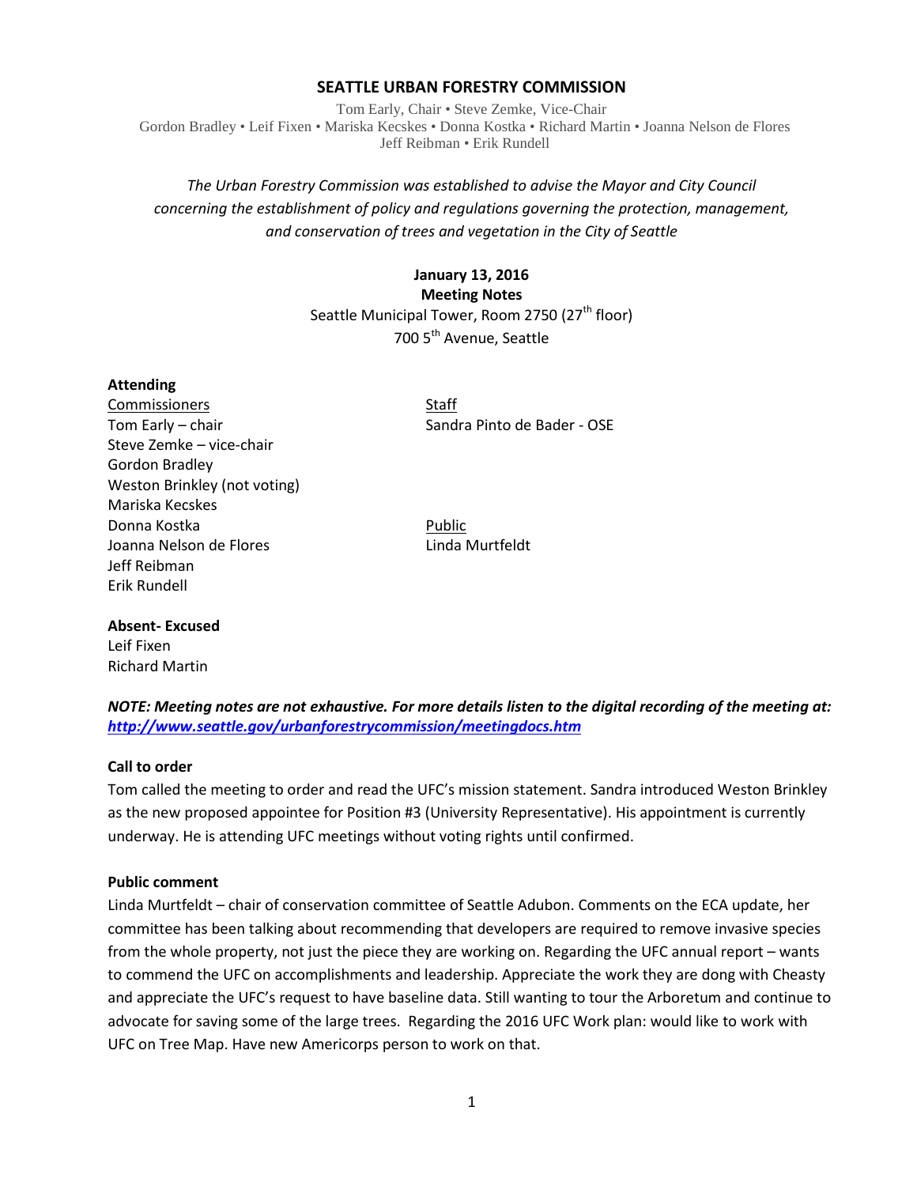# SEATTLE URBAN FORESTRY COMMISSION

Tom Early, Chair • Steve Zemke, Vice-Chair
Gordon Bradley • Leif Fixen • Mariska Kecskes • Donna Kostka • Richard Martin • Joanna Nelson de Flores
Jeff Reibman • Erik Rundell

*The Urban Forestry Commission was established to advise the Mayor and City Council concerning the establishment of policy and regulations governing the protection, management, and conservation of trees and vegetation in the City of Seattle*

**January 13, 2016**
**Meeting Notes**
Seattle Municipal Tower, Room 2750 (27th floor)
700 5th Avenue, Seattle

**Attending**

Commissioners
Tom Early – chair
Steve Zemke – vice-chair
Gordon Bradley
Weston Brinkley (not voting)
Mariska Kecskes
Donna Kostka
Joanna Nelson de Flores
Jeff Reibman
Erik Rundell

Staff
Sandra Pinto de Bader - OSE

Public
Linda Murtfeldt

**Absent- Excused**
Leif Fixen
Richard Martin

***NOTE: Meeting notes are not exhaustive. For more details listen to the digital recording of the meeting at: http://www.seattle.gov/urbanforestrycommission/meetingdocs.htm***

**Call to order**

Tom called the meeting to order and read the UFC's mission statement. Sandra introduced Weston Brinkley as the new proposed appointee for Position #3 (University Representative). His appointment is currently underway. He is attending UFC meetings without voting rights until confirmed.

**Public comment**

Linda Murtfeldt – chair of conservation committee of Seattle Adubon. Comments on the ECA update, her committee has been talking about recommending that developers are required to remove invasive species from the whole property, not just the piece they are working on. Regarding the UFC annual report – wants to commend the UFC on accomplishments and leadership. Appreciate the work they are dong with Cheasty and appreciate the UFC's request to have baseline data. Still wanting to tour the Arboretum and continue to advocate for saving some of the large trees. Regarding the 2016 UFC Work plan: would like to work with UFC on Tree Map. Have new Americorps person to work on that.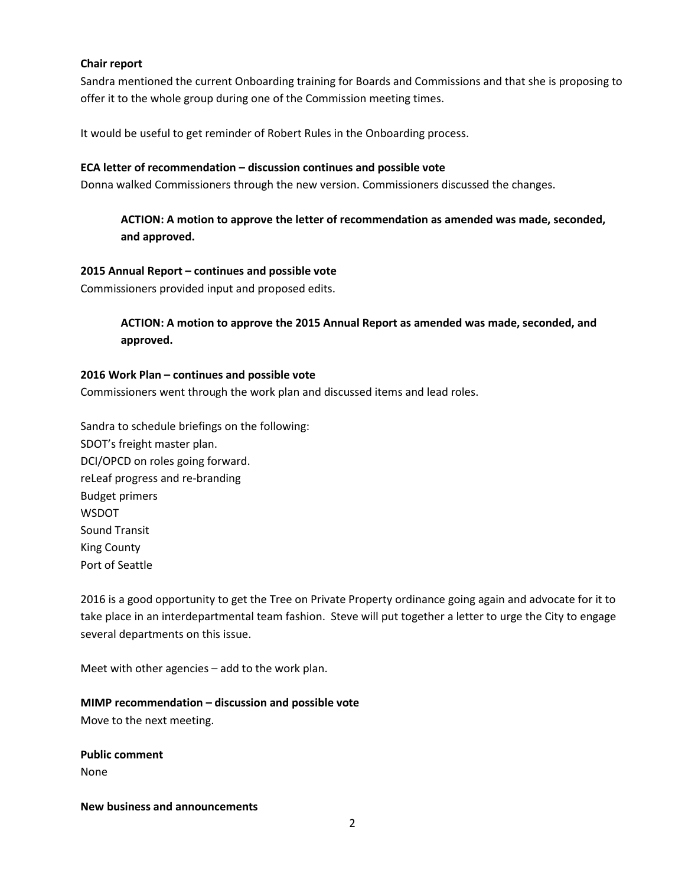**Chair report**

Sandra mentioned the current Onboarding training for Boards and Commissions and that she is proposing to offer it to the whole group during one of the Commission meeting times.

It would be useful to get reminder of Robert Rules in the Onboarding process.

**ECA letter of recommendation – discussion continues and possible vote**

Donna walked Commissioners through the new version. Commissioners discussed the changes.

> **ACTION: A motion to approve the letter of recommendation as amended was made, seconded, and approved.**

**2015 Annual Report – continues and possible vote**

Commissioners provided input and proposed edits.

> **ACTION: A motion to approve the 2015 Annual Report as amended was made, seconded, and approved.**

**2016 Work Plan – continues and possible vote**

Commissioners went through the work plan and discussed items and lead roles.

Sandra to schedule briefings on the following:
SDOT's freight master plan.
DCI/OPCD on roles going forward.
reLeaf progress and re-branding
Budget primers
WSDOT
Sound Transit
King County
Port of Seattle

2016 is a good opportunity to get the Tree on Private Property ordinance going again and advocate for it to take place in an interdepartmental team fashion. Steve will put together a letter to urge the City to engage several departments on this issue.

Meet with other agencies – add to the work plan.

**MIMP recommendation – discussion and possible vote**

Move to the next meeting.

**Public comment**

None

**New business and announcements**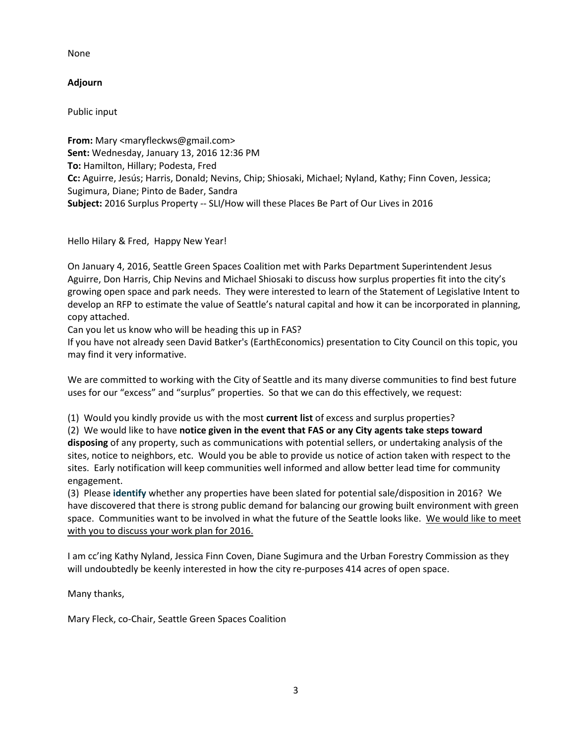None

**Adjourn**

Public input

**From:** Mary <maryfleckws@gmail.com>
**Sent:** Wednesday, January 13, 2016 12:36 PM
**To:** Hamilton, Hillary; Podesta, Fred
**Cc:** Aguirre, Jesús; Harris, Donald; Nevins, Chip; Shiosaki, Michael; Nyland, Kathy; Finn Coven, Jessica; Sugimura, Diane; Pinto de Bader, Sandra
**Subject:** 2016 Surplus Property -- SLI/How will these Places Be Part of Our Lives in 2016

Hello Hilary & Fred, Happy New Year!

On January 4, 2016, Seattle Green Spaces Coalition met with Parks Department Superintendent Jesus Aguirre, Don Harris, Chip Nevins and Michael Shiosaki to discuss how surplus properties fit into the city's growing open space and park needs. They were interested to learn of the Statement of Legislative Intent to develop an RFP to estimate the value of Seattle's natural capital and how it can be incorporated in planning, copy attached.
Can you let us know who will be heading this up in FAS?
If you have not already seen David Batker's (EarthEconomics) presentation to City Council on this topic, you may find it very informative.

We are committed to working with the City of Seattle and its many diverse communities to find best future uses for our "excess" and "surplus" properties. So that we can do this effectively, we request:

(1) Would you kindly provide us with the most **current list** of excess and surplus properties?
(2) We would like to have **notice given in the event that FAS or any City agents take steps toward disposing** of any property, such as communications with potential sellers, or undertaking analysis of the sites, notice to neighbors, etc. Would you be able to provide us notice of action taken with respect to the sites. Early notification will keep communities well informed and allow better lead time for community engagement.
(3) Please **identify** whether any properties have been slated for potential sale/disposition in 2016? We have discovered that there is strong public demand for balancing our growing built environment with green space. Communities want to be involved in what the future of the Seattle looks like. <u>We would like to meet with you to discuss your work plan for 2016.</u>

I am cc'ing Kathy Nyland, Jessica Finn Coven, Diane Sugimura and the Urban Forestry Commission as they will undoubtedly be keenly interested in how the city re-purposes 414 acres of open space.

Many thanks,

Mary Fleck, co-Chair, Seattle Green Spaces Coalition